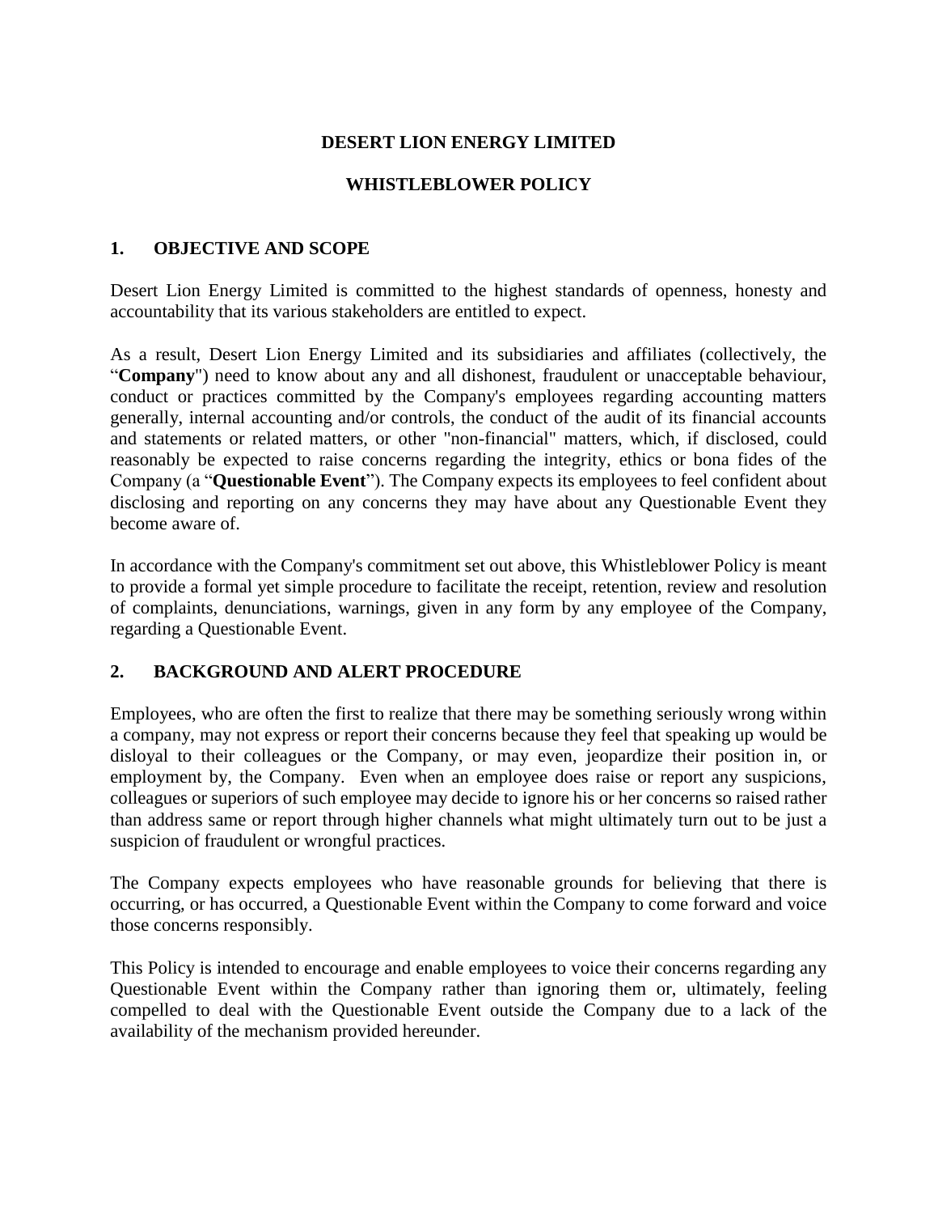# DESERT LION ENERGY LIMITED

# WHISTLEBLOWER POLICY

## 1. OBJECTIVE AND SCOPE

Desert Lion Energy Limited is committed to the highest standards of openness, honesty and accountability that its various stakeholders are entitled to expect.

As a result, Desert Lion Energy Limited and its subsidiaries and affiliates (collectively, the "**Company**") need to know about any and all dishonest, fraudulent or unacceptable behaviour, conduct or practices committed by the Company's employees regarding accounting matters generally, internal accounting and/or controls, the conduct of the audit of its financial accounts and statements or related matters, or other "non-financial" matters, which, if disclosed, could reasonably be expected to raise concerns regarding the integrity, ethics or bona fides of the Company (a "**Questionable Event**"). The Company expects its employees to feel confident about disclosing and reporting on any concerns they may have about any Questionable Event they become aware of.

In accordance with the Company's commitment set out above, this Whistleblower Policy is meant to provide a formal yet simple procedure to facilitate the receipt, retention, review and resolution of complaints, denunciations, warnings, given in any form by any employee of the Company, regarding a Questionable Event.

## 2. BACKGROUND AND ALERT PROCEDURE

Employees, who are often the first to realize that there may be something seriously wrong within a company, may not express or report their concerns because they feel that speaking up would be disloyal to their colleagues or the Company, or may even, jeopardize their position in, or employment by, the Company. Even when an employee does raise or report any suspicions, colleagues or superiors of such employee may decide to ignore his or her concerns so raised rather than address same or report through higher channels what might ultimately turn out to be just a suspicion of fraudulent or wrongful practices.

The Company expects employees who have reasonable grounds for believing that there is occurring, or has occurred, a Questionable Event within the Company to come forward and voice those concerns responsibly.

This Policy is intended to encourage and enable employees to voice their concerns regarding any Questionable Event within the Company rather than ignoring them or, ultimately, feeling compelled to deal with the Questionable Event outside the Company due to a lack of the availability of the mechanism provided hereunder.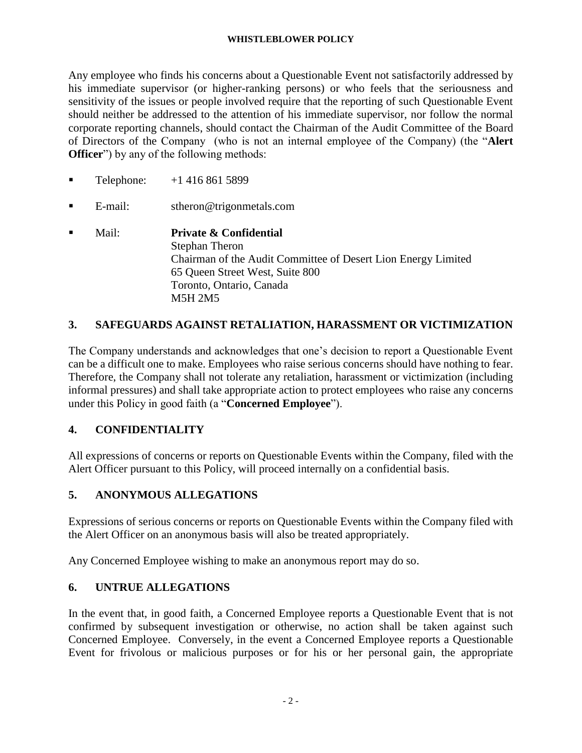Any employee who finds his concerns about a Questionable Event not satisfactorily addressed by his immediate supervisor (or higher-ranking persons) or who feels that the seriousness and sensitivity of the issues or people involved require that the reporting of such Questionable Event should neither be addressed to the attention of his immediate supervisor, nor follow the normal corporate reporting channels, should contact the Chairman of the Audit Committee of the Board of Directors of the Company (who is not an internal employee of the Company) (the "**Alert Officer**") by any of the following methods:

- Telephone: +1 416 861 5899
- E-mail: stheron@trigonmetals.com
- Mail: **Private & Confidential**
  Stephan Theron
  Chairman of the Audit Committee of Desert Lion Energy Limited
  65 Queen Street West, Suite 800
  Toronto, Ontario, Canada
  M5H 2M5

## 3. SAFEGUARDS AGAINST RETALIATION, HARASSMENT OR VICTIMIZATION

The Company understands and acknowledges that one's decision to report a Questionable Event can be a difficult one to make. Employees who raise serious concerns should have nothing to fear. Therefore, the Company shall not tolerate any retaliation, harassment or victimization (including informal pressures) and shall take appropriate action to protect employees who raise any concerns under this Policy in good faith (a "**Concerned Employee**").

## 4. CONFIDENTIALITY

All expressions of concerns or reports on Questionable Events within the Company, filed with the Alert Officer pursuant to this Policy, will proceed internally on a confidential basis.

## 5. ANONYMOUS ALLEGATIONS

Expressions of serious concerns or reports on Questionable Events within the Company filed with the Alert Officer on an anonymous basis will also be treated appropriately.

Any Concerned Employee wishing to make an anonymous report may do so.

## 6. UNTRUE ALLEGATIONS

In the event that, in good faith, a Concerned Employee reports a Questionable Event that is not confirmed by subsequent investigation or otherwise, no action shall be taken against such Concerned Employee. Conversely, in the event a Concerned Employee reports a Questionable Event for frivolous or malicious purposes or for his or her personal gain, the appropriate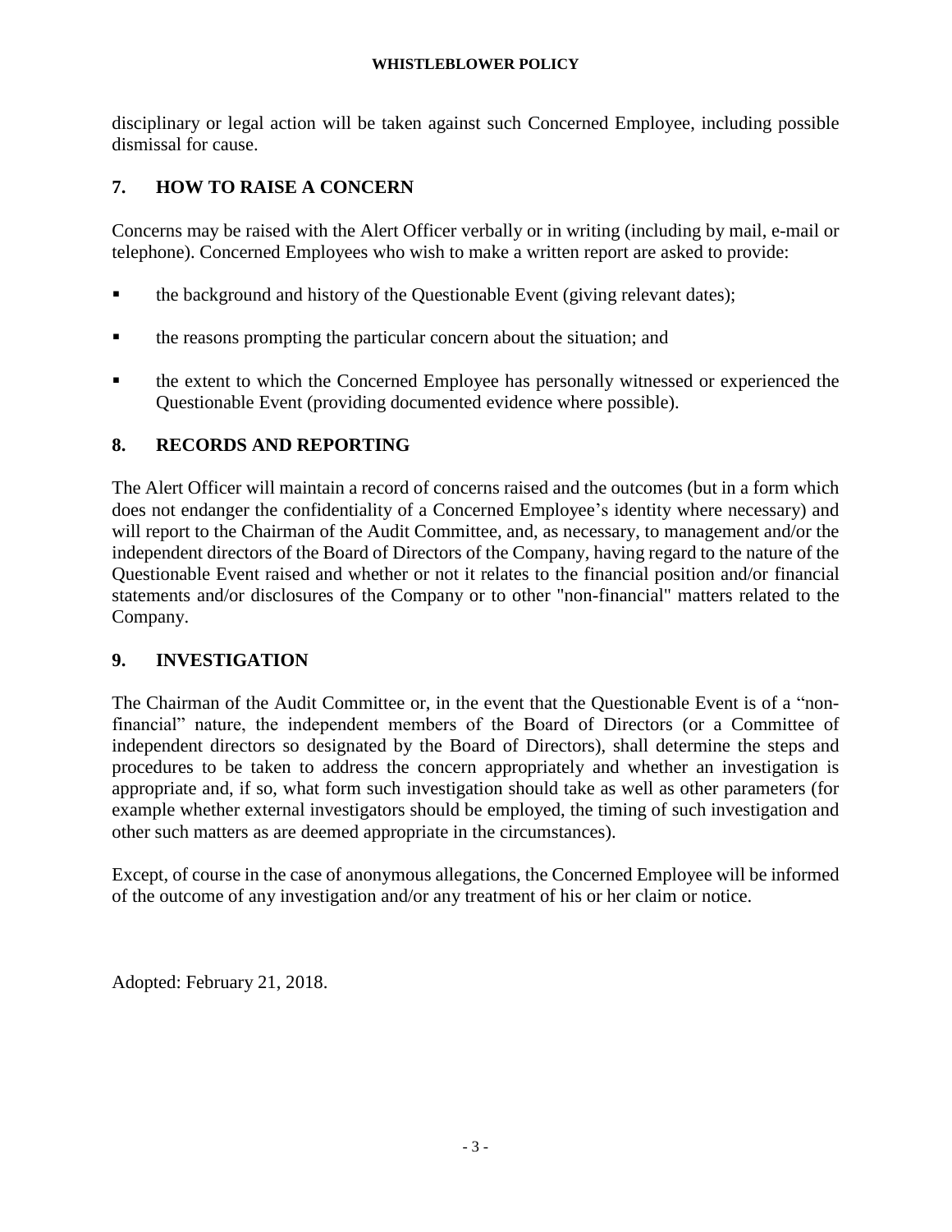disciplinary or legal action will be taken against such Concerned Employee, including possible dismissal for cause.

## 7. HOW TO RAISE A CONCERN

Concerns may be raised with the Alert Officer verbally or in writing (including by mail, e-mail or telephone). Concerned Employees who wish to make a written report are asked to provide:

- the background and history of the Questionable Event (giving relevant dates);
- the reasons prompting the particular concern about the situation; and
- the extent to which the Concerned Employee has personally witnessed or experienced the Questionable Event (providing documented evidence where possible).

## 8. RECORDS AND REPORTING

The Alert Officer will maintain a record of concerns raised and the outcomes (but in a form which does not endanger the confidentiality of a Concerned Employee's identity where necessary) and will report to the Chairman of the Audit Committee, and, as necessary, to management and/or the independent directors of the Board of Directors of the Company, having regard to the nature of the Questionable Event raised and whether or not it relates to the financial position and/or financial statements and/or disclosures of the Company or to other "non-financial" matters related to the Company.

## 9. INVESTIGATION

The Chairman of the Audit Committee or, in the event that the Questionable Event is of a "non-financial" nature, the independent members of the Board of Directors (or a Committee of independent directors so designated by the Board of Directors), shall determine the steps and procedures to be taken to address the concern appropriately and whether an investigation is appropriate and, if so, what form such investigation should take as well as other parameters (for example whether external investigators should be employed, the timing of such investigation and other such matters as are deemed appropriate in the circumstances).

Except, of course in the case of anonymous allegations, the Concerned Employee will be informed of the outcome of any investigation and/or any treatment of his or her claim or notice.

Adopted: February 21, 2018.